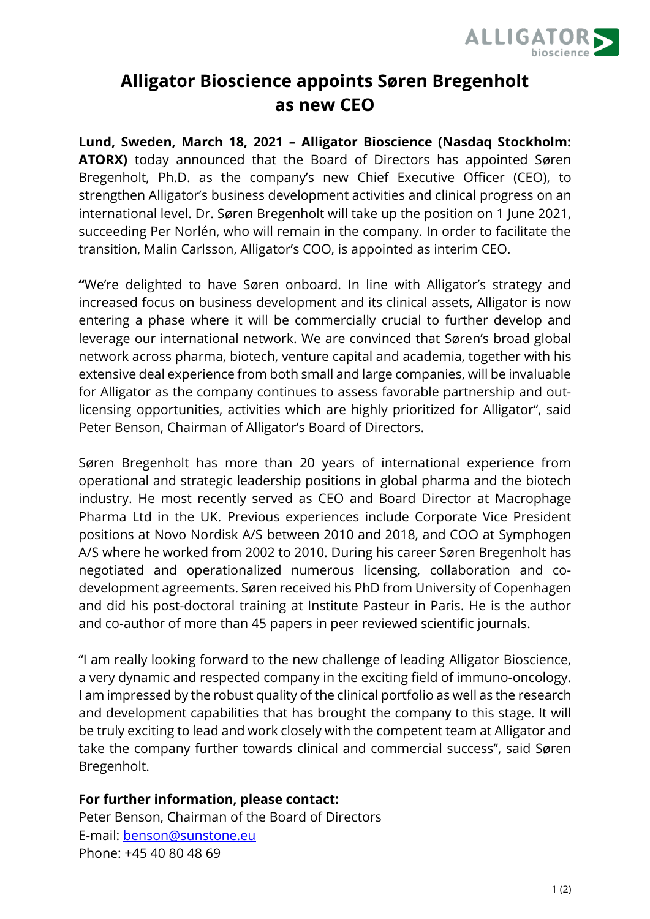# Alligator Bioscience appoints Søren Bregenholt as new CEO

**Lund, Sweden, March 18, 2021 – Alligator Bioscience (Nasdaq Stockholm: ATORX)** today announced that the Board of Directors has appointed Søren Bregenholt, Ph.D. as the company's new Chief Executive Officer (CEO), to strengthen Alligator's business development activities and clinical progress on an international level. Dr. Søren Bregenholt will take up the position on 1 June 2021, succeeding Per Norlén, who will remain in the company. In order to facilitate the transition, Malin Carlsson, Alligator's COO, is appointed as interim CEO.

**"**We're delighted to have Søren onboard. In line with Alligator's strategy and increased focus on business development and its clinical assets, Alligator is now entering a phase where it will be commercially crucial to further develop and leverage our international network. We are convinced that Søren's broad global network across pharma, biotech, venture capital and academia, together with his extensive deal experience from both small and large companies, will be invaluable for Alligator as the company continues to assess favorable partnership and out-licensing opportunities, activities which are highly prioritized for Alligator", said Peter Benson, Chairman of Alligator's Board of Directors.

Søren Bregenholt has more than 20 years of international experience from operational and strategic leadership positions in global pharma and the biotech industry. He most recently served as CEO and Board Director at Macrophage Pharma Ltd in the UK. Previous experiences include Corporate Vice President positions at Novo Nordisk A/S between 2010 and 2018, and COO at Symphogen A/S where he worked from 2002 to 2010. During his career Søren Bregenholt has negotiated and operationalized numerous licensing, collaboration and co-development agreements. Søren received his PhD from University of Copenhagen and did his post-doctoral training at Institute Pasteur in Paris. He is the author and co-author of more than 45 papers in peer reviewed scientific journals.

"I am really looking forward to the new challenge of leading Alligator Bioscience, a very dynamic and respected company in the exciting field of immuno-oncology. I am impressed by the robust quality of the clinical portfolio as well as the research and development capabilities that has brought the company to this stage. It will be truly exciting to lead and work closely with the competent team at Alligator and take the company further towards clinical and commercial success", said Søren Bregenholt.

**For further information, please contact:**

Peter Benson, Chairman of the Board of Directors
E-mail: benson@sunstone.eu
Phone: +45 40 80 48 69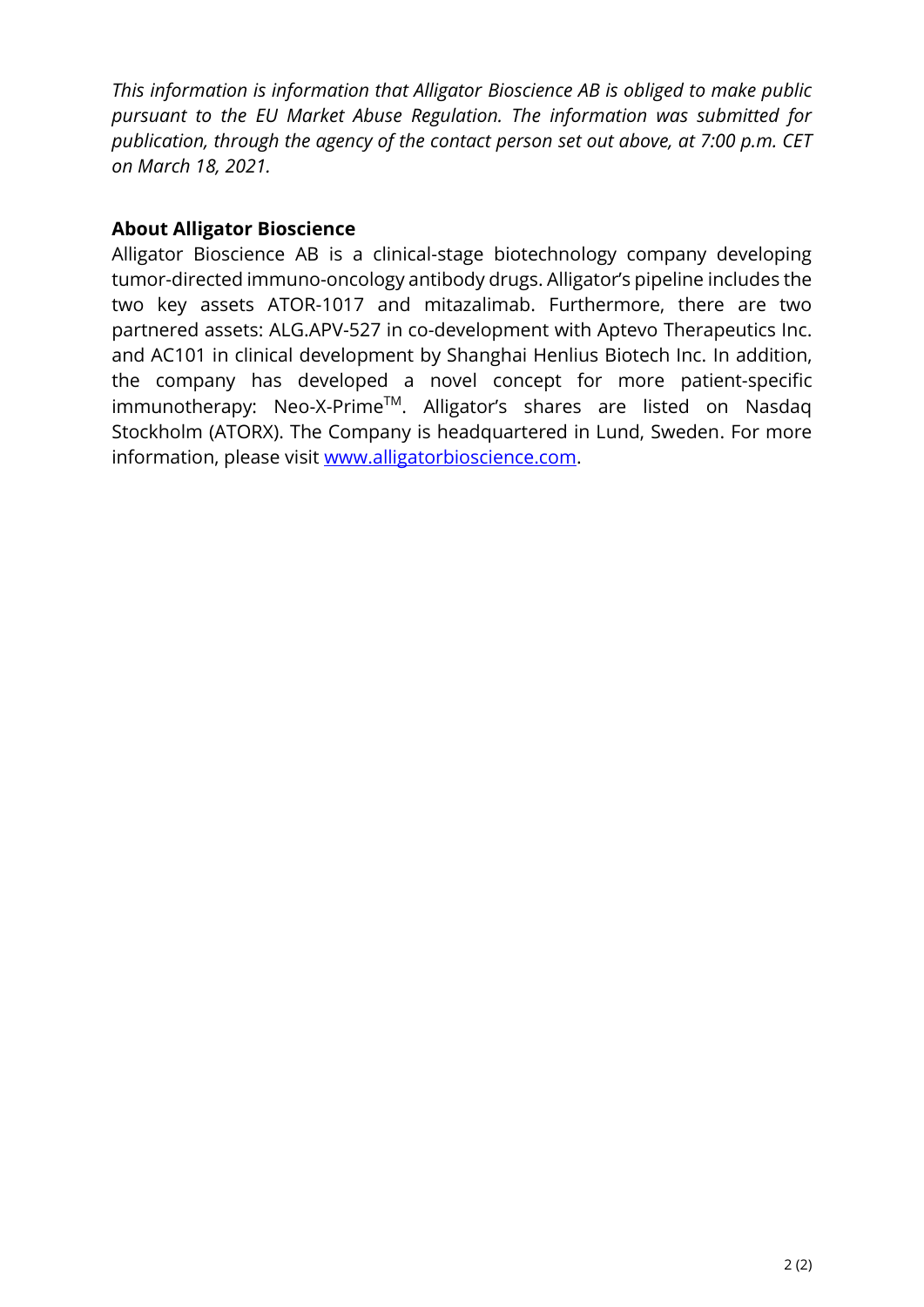*This information is information that Alligator Bioscience AB is obliged to make public pursuant to the EU Market Abuse Regulation. The information was submitted for publication, through the agency of the contact person set out above, at 7:00 p.m. CET on March 18, 2021.*

**About Alligator Bioscience**

Alligator Bioscience AB is a clinical-stage biotechnology company developing tumor-directed immuno-oncology antibody drugs. Alligator's pipeline includes the two key assets ATOR-1017 and mitazalimab. Furthermore, there are two partnered assets: ALG.APV-527 in co-development with Aptevo Therapeutics Inc. and AC101 in clinical development by Shanghai Henlius Biotech Inc. In addition, the company has developed a novel concept for more patient-specific immunotherapy: Neo-X-Prime™. Alligator's shares are listed on Nasdaq Stockholm (ATORX). The Company is headquartered in Lund, Sweden. For more information, please visit [www.alligatorbioscience.com](http://www.alligatorbioscience.com).